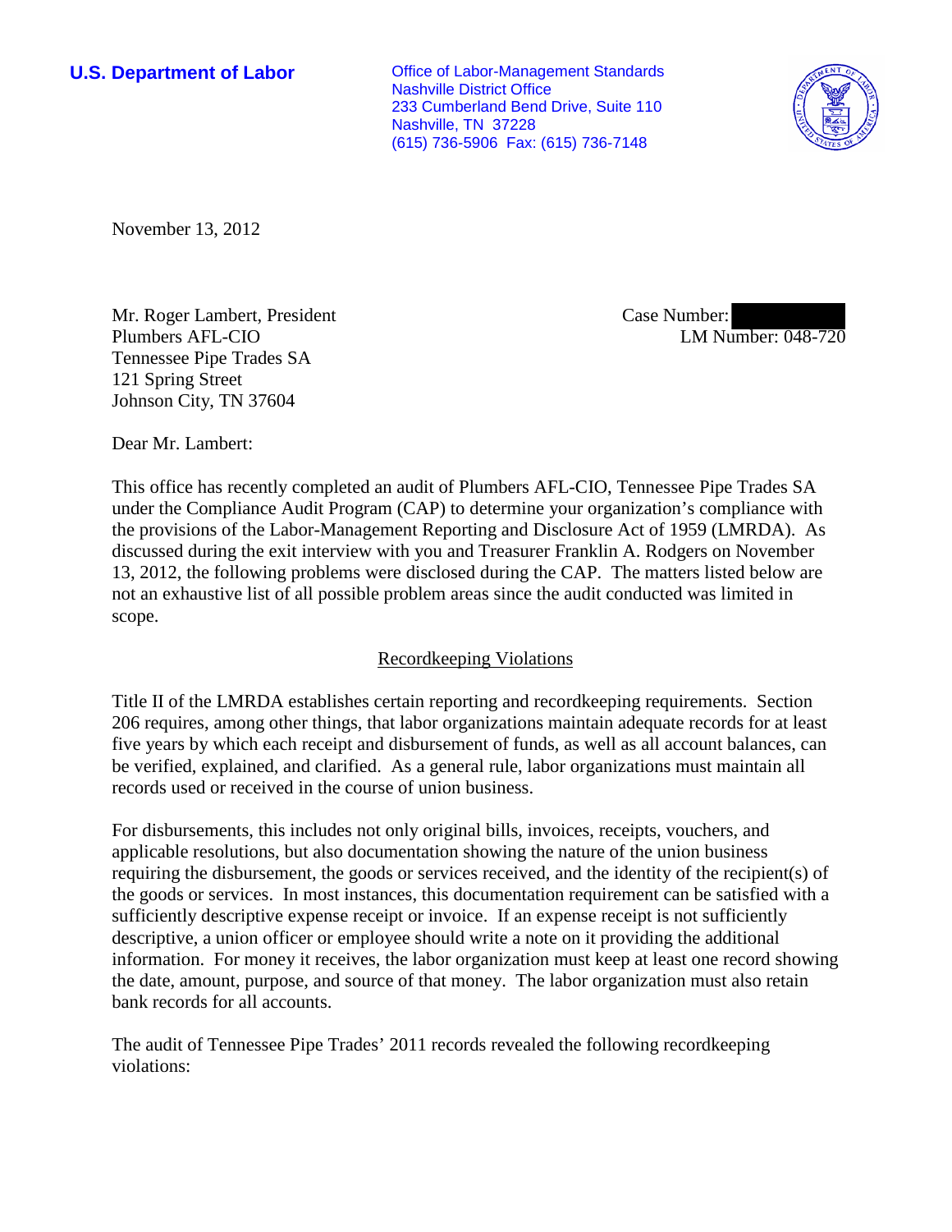**U.S. Department of Labor**

Office of Labor-Management Standards
Nashville District Office
233 Cumberland Bend Drive, Suite 110
Nashville, TN 37228
(615) 736-5906 Fax: (615) 736-7148

November 13, 2012

Mr. Roger Lambert, President
Plumbers AFL-CIO
Tennessee Pipe Trades SA
121 Spring Street
Johnson City, TN 37604

Case Number:
LM Number: 048-720

Dear Mr. Lambert:

This office has recently completed an audit of Plumbers AFL-CIO, Tennessee Pipe Trades SA under the Compliance Audit Program (CAP) to determine your organization's compliance with the provisions of the Labor-Management Reporting and Disclosure Act of 1959 (LMRDA). As discussed during the exit interview with you and Treasurer Franklin A. Rodgers on November 13, 2012, the following problems were disclosed during the CAP. The matters listed below are not an exhaustive list of all possible problem areas since the audit conducted was limited in scope.

## Recordkeeping Violations

Title II of the LMRDA establishes certain reporting and recordkeeping requirements. Section 206 requires, among other things, that labor organizations maintain adequate records for at least five years by which each receipt and disbursement of funds, as well as all account balances, can be verified, explained, and clarified. As a general rule, labor organizations must maintain all records used or received in the course of union business.

For disbursements, this includes not only original bills, invoices, receipts, vouchers, and applicable resolutions, but also documentation showing the nature of the union business requiring the disbursement, the goods or services received, and the identity of the recipient(s) of the goods or services. In most instances, this documentation requirement can be satisfied with a sufficiently descriptive expense receipt or invoice. If an expense receipt is not sufficiently descriptive, a union officer or employee should write a note on it providing the additional information. For money it receives, the labor organization must keep at least one record showing the date, amount, purpose, and source of that money. The labor organization must also retain bank records for all accounts.

The audit of Tennessee Pipe Trades' 2011 records revealed the following recordkeeping violations: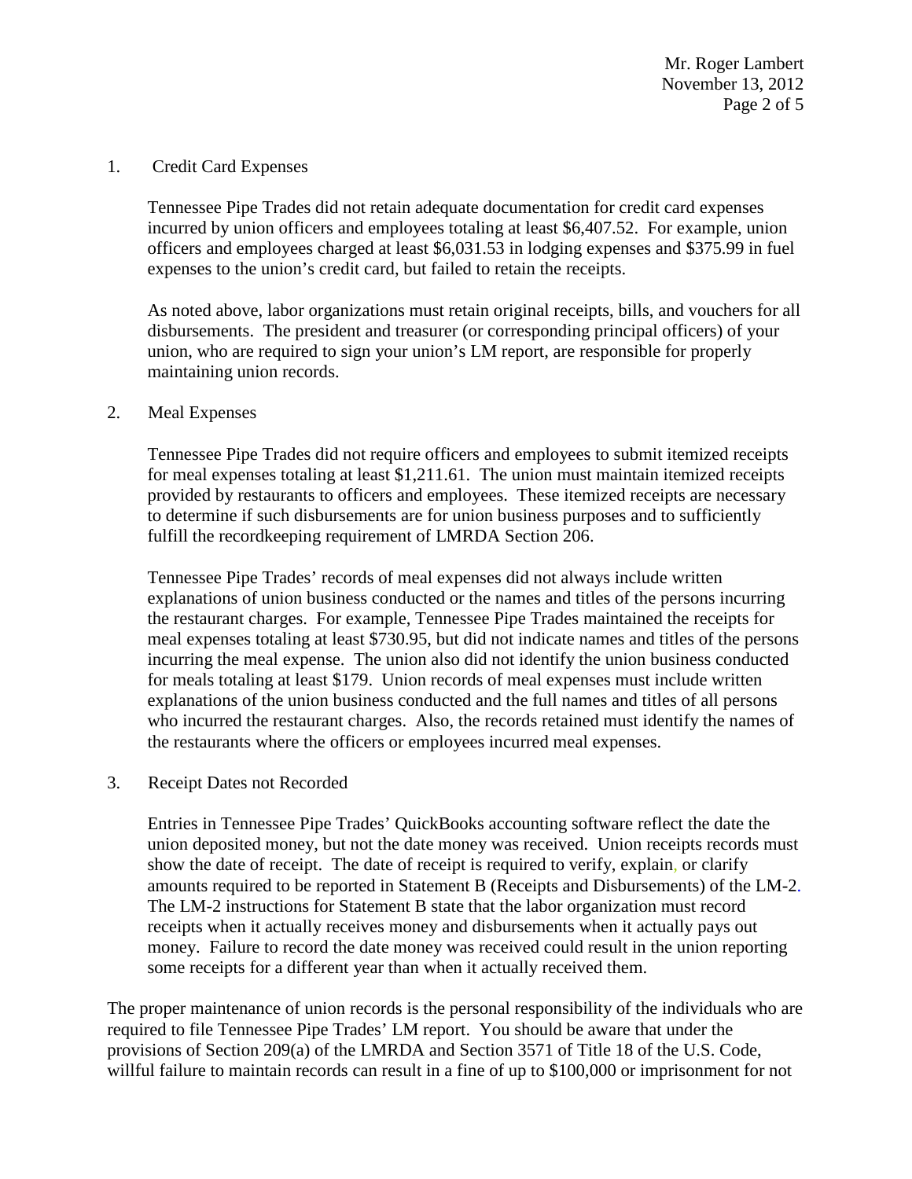1. Credit Card Expenses

   Tennessee Pipe Trades did not retain adequate documentation for credit card expenses incurred by union officers and employees totaling at least $6,407.52. For example, union officers and employees charged at least $6,031.53 in lodging expenses and $375.99 in fuel expenses to the union's credit card, but failed to retain the receipts.

   As noted above, labor organizations must retain original receipts, bills, and vouchers for all disbursements. The president and treasurer (or corresponding principal officers) of your union, who are required to sign your union's LM report, are responsible for properly maintaining union records.

2. Meal Expenses

   Tennessee Pipe Trades did not require officers and employees to submit itemized receipts for meal expenses totaling at least $1,211.61. The union must maintain itemized receipts provided by restaurants to officers and employees. These itemized receipts are necessary to determine if such disbursements are for union business purposes and to sufficiently fulfill the recordkeeping requirement of LMRDA Section 206.

   Tennessee Pipe Trades' records of meal expenses did not always include written explanations of union business conducted or the names and titles of the persons incurring the restaurant charges. For example, Tennessee Pipe Trades maintained the receipts for meal expenses totaling at least $730.95, but did not indicate names and titles of the persons incurring the meal expense. The union also did not identify the union business conducted for meals totaling at least $179. Union records of meal expenses must include written explanations of the union business conducted and the full names and titles of all persons who incurred the restaurant charges. Also, the records retained must identify the names of the restaurants where the officers or employees incurred meal expenses.

3. Receipt Dates not Recorded

   Entries in Tennessee Pipe Trades' QuickBooks accounting software reflect the date the union deposited money, but not the date money was received. Union receipts records must show the date of receipt. The date of receipt is required to verify, explain, or clarify amounts required to be reported in Statement B (Receipts and Disbursements) of the LM-2. The LM-2 instructions for Statement B state that the labor organization must record receipts when it actually receives money and disbursements when it actually pays out money. Failure to record the date money was received could result in the union reporting some receipts for a different year than when it actually received them.

The proper maintenance of union records is the personal responsibility of the individuals who are required to file Tennessee Pipe Trades' LM report. You should be aware that under the provisions of Section 209(a) of the LMRDA and Section 3571 of Title 18 of the U.S. Code, willful failure to maintain records can result in a fine of up to $100,000 or imprisonment for not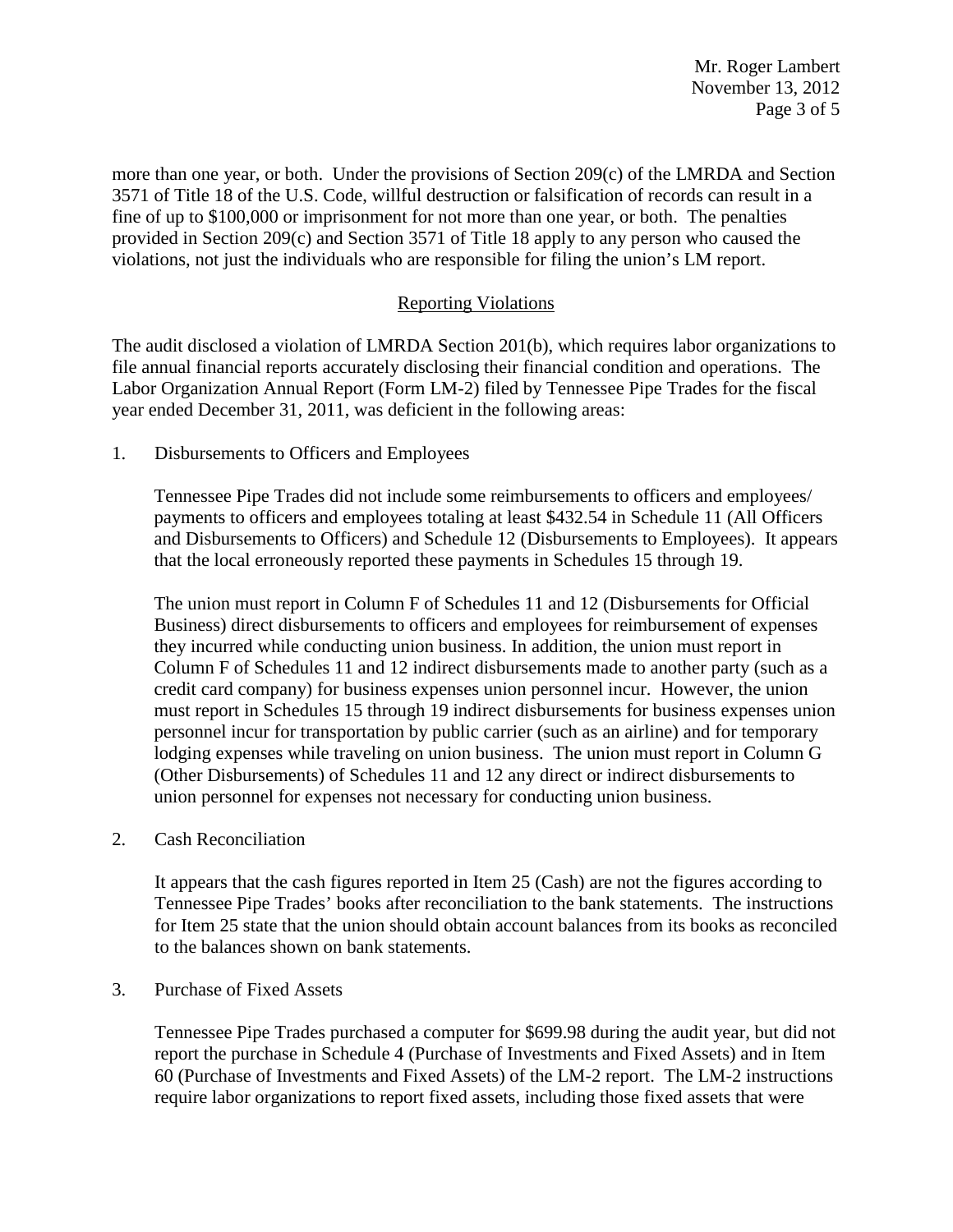more than one year, or both. Under the provisions of Section 209(c) of the LMRDA and Section 3571 of Title 18 of the U.S. Code, willful destruction or falsification of records can result in a fine of up to $100,000 or imprisonment for not more than one year, or both. The penalties provided in Section 209(c) and Section 3571 of Title 18 apply to any person who caused the violations, not just the individuals who are responsible for filing the union's LM report.

## Reporting Violations

The audit disclosed a violation of LMRDA Section 201(b), which requires labor organizations to file annual financial reports accurately disclosing their financial condition and operations. The Labor Organization Annual Report (Form LM-2) filed by Tennessee Pipe Trades for the fiscal year ended December 31, 2011, was deficient in the following areas:

1. Disbursements to Officers and Employees

   Tennessee Pipe Trades did not include some reimbursements to officers and employees/ payments to officers and employees totaling at least $432.54 in Schedule 11 (All Officers and Disbursements to Officers) and Schedule 12 (Disbursements to Employees). It appears that the local erroneously reported these payments in Schedules 15 through 19.

   The union must report in Column F of Schedules 11 and 12 (Disbursements for Official Business) direct disbursements to officers and employees for reimbursement of expenses they incurred while conducting union business. In addition, the union must report in Column F of Schedules 11 and 12 indirect disbursements made to another party (such as a credit card company) for business expenses union personnel incur. However, the union must report in Schedules 15 through 19 indirect disbursements for business expenses union personnel incur for transportation by public carrier (such as an airline) and for temporary lodging expenses while traveling on union business. The union must report in Column G (Other Disbursements) of Schedules 11 and 12 any direct or indirect disbursements to union personnel for expenses not necessary for conducting union business.

2. Cash Reconciliation

   It appears that the cash figures reported in Item 25 (Cash) are not the figures according to Tennessee Pipe Trades' books after reconciliation to the bank statements. The instructions for Item 25 state that the union should obtain account balances from its books as reconciled to the balances shown on bank statements.

3. Purchase of Fixed Assets

   Tennessee Pipe Trades purchased a computer for $699.98 during the audit year, but did not report the purchase in Schedule 4 (Purchase of Investments and Fixed Assets) and in Item 60 (Purchase of Investments and Fixed Assets) of the LM-2 report. The LM-2 instructions require labor organizations to report fixed assets, including those fixed assets that were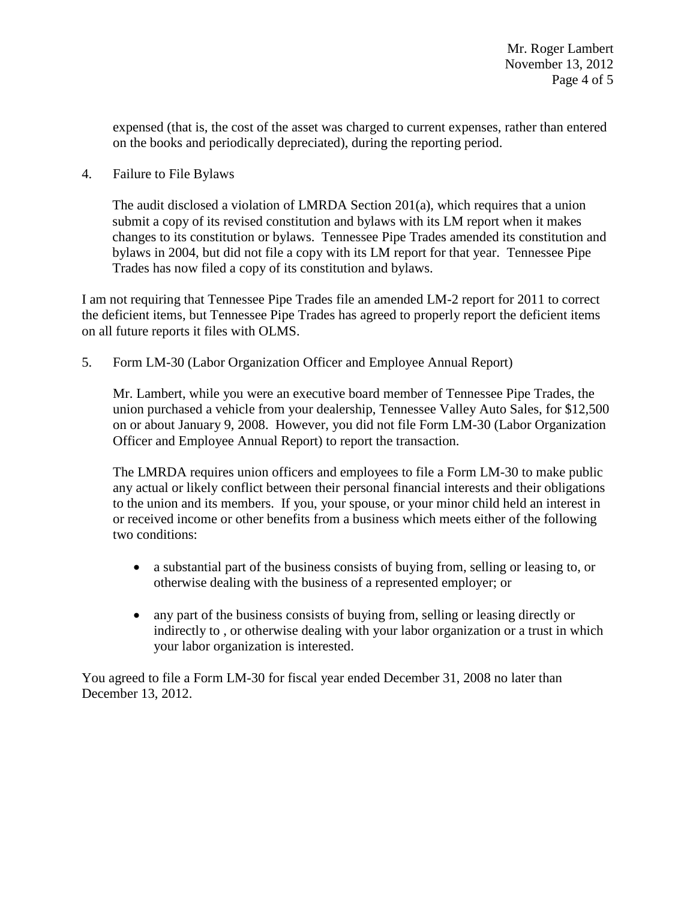expensed (that is, the cost of the asset was charged to current expenses, rather than entered on the books and periodically depreciated), during the reporting period.

4. Failure to File Bylaws

   The audit disclosed a violation of LMRDA Section 201(a), which requires that a union submit a copy of its revised constitution and bylaws with its LM report when it makes changes to its constitution or bylaws. Tennessee Pipe Trades amended its constitution and bylaws in 2004, but did not file a copy with its LM report for that year. Tennessee Pipe Trades has now filed a copy of its constitution and bylaws.

I am not requiring that Tennessee Pipe Trades file an amended LM-2 report for 2011 to correct the deficient items, but Tennessee Pipe Trades has agreed to properly report the deficient items on all future reports it files with OLMS.

5. Form LM-30 (Labor Organization Officer and Employee Annual Report)

   Mr. Lambert, while you were an executive board member of Tennessee Pipe Trades, the union purchased a vehicle from your dealership, Tennessee Valley Auto Sales, for $12,500 on or about January 9, 2008. However, you did not file Form LM-30 (Labor Organization Officer and Employee Annual Report) to report the transaction.

   The LMRDA requires union officers and employees to file a Form LM-30 to make public any actual or likely conflict between their personal financial interests and their obligations to the union and its members. If you, your spouse, or your minor child held an interest in or received income or other benefits from a business which meets either of the following two conditions:

   - a substantial part of the business consists of buying from, selling or leasing to, or otherwise dealing with the business of a represented employer; or

   - any part of the business consists of buying from, selling or leasing directly or indirectly to , or otherwise dealing with your labor organization or a trust in which your labor organization is interested.

You agreed to file a Form LM-30 for fiscal year ended December 31, 2008 no later than December 13, 2012.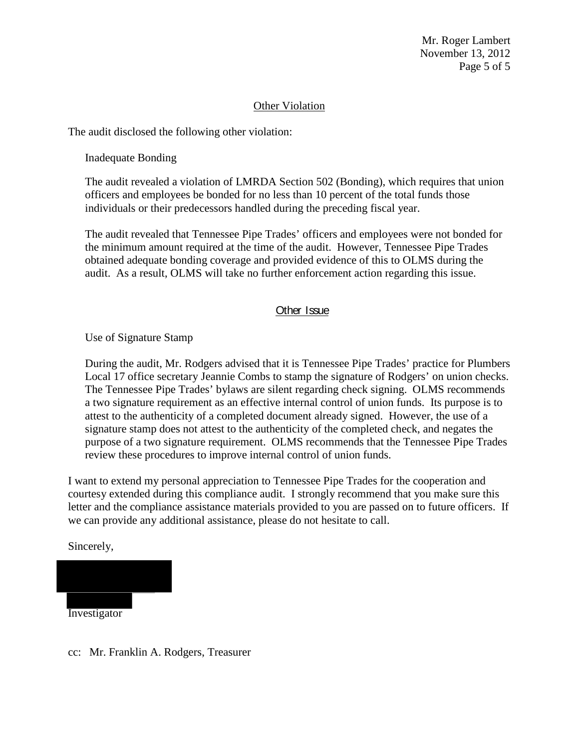## Other Violation

The audit disclosed the following other violation:

Inadequate Bonding

The audit revealed a violation of LMRDA Section 502 (Bonding), which requires that union officers and employees be bonded for no less than 10 percent of the total funds those individuals or their predecessors handled during the preceding fiscal year.

The audit revealed that Tennessee Pipe Trades' officers and employees were not bonded for the minimum amount required at the time of the audit. However, Tennessee Pipe Trades obtained adequate bonding coverage and provided evidence of this to OLMS during the audit. As a result, OLMS will take no further enforcement action regarding this issue.

## Other Issue

Use of Signature Stamp

During the audit, Mr. Rodgers advised that it is Tennessee Pipe Trades' practice for Plumbers Local 17 office secretary Jeannie Combs to stamp the signature of Rodgers' on union checks. The Tennessee Pipe Trades' bylaws are silent regarding check signing. OLMS recommends a two signature requirement as an effective internal control of union funds. Its purpose is to attest to the authenticity of a completed document already signed. However, the use of a signature stamp does not attest to the authenticity of the completed check, and negates the purpose of a two signature requirement. OLMS recommends that the Tennessee Pipe Trades review these procedures to improve internal control of union funds.

I want to extend my personal appreciation to Tennessee Pipe Trades for the cooperation and courtesy extended during this compliance audit. I strongly recommend that you make sure this letter and the compliance assistance materials provided to you are passed on to future officers. If we can provide any additional assistance, please do not hesitate to call.

Sincerely,

Investigator

cc: Mr. Franklin A. Rodgers, Treasurer